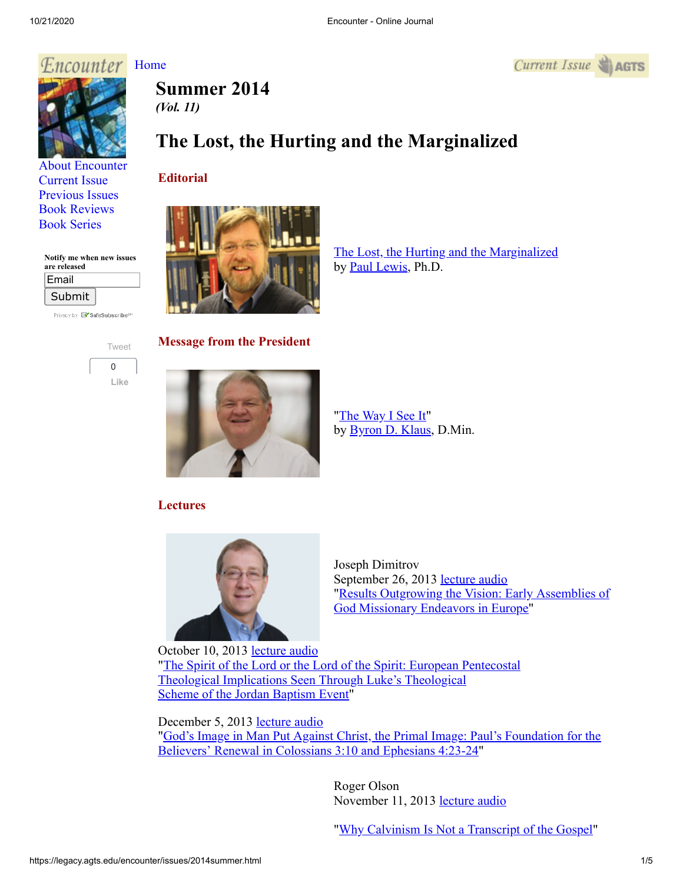Encounter

Home

Current Issue AGTS

# Summer 2014

*(Vol. 11)*

# The Lost, the Hurting and the Marginalized

About Encounter
Current Issue
Previous Issues
Book Reviews
Book Series

Notify me when new issues are released

Email

Submit

Tweet

0

Like

## Editorial

The Lost, the Hurting and the Marginalized
by Paul Lewis, Ph.D.

## Message from the President

"The Way I See It"
by Byron D. Klaus, D.Min.

## Lectures

Joseph Dimitrov
September 26, 2013 lecture audio
"Results Outgrowing the Vision: Early Assemblies of God Missionary Endeavors in Europe"

October 10, 2013 lecture audio
"The Spirit of the Lord or the Lord of the Spirit: European Pentecostal Theological Implications Seen Through Luke's Theological Scheme of the Jordan Baptism Event"

December 5, 2013 lecture audio
"God's Image in Man Put Against Christ, the Primal Image: Paul's Foundation for the Believers' Renewal in Colossians 3:10 and Ephesians 4:23-24"

Roger Olson
November 11, 2013 lecture audio

"Why Calvinism Is Not a Transcript of the Gospel"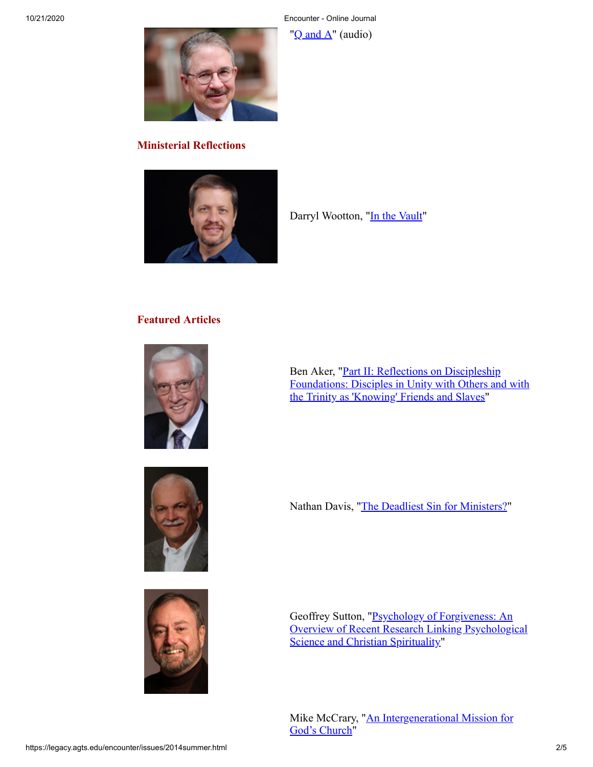"Q and A" (audio)

## Ministerial Reflections

Darryl Wootton, "In the Vault"

## Featured Articles

Ben Aker, "Part II: Reflections on Discipleship Foundations: Disciples in Unity with Others and with the Trinity as 'Knowing' Friends and Slaves"

Nathan Davis, "The Deadliest Sin for Ministers?"

Geoffrey Sutton, "Psychology of Forgiveness: An Overview of Recent Research Linking Psychological Science and Christian Spirituality"

Mike McCrary, "An Intergenerational Mission for God's Church"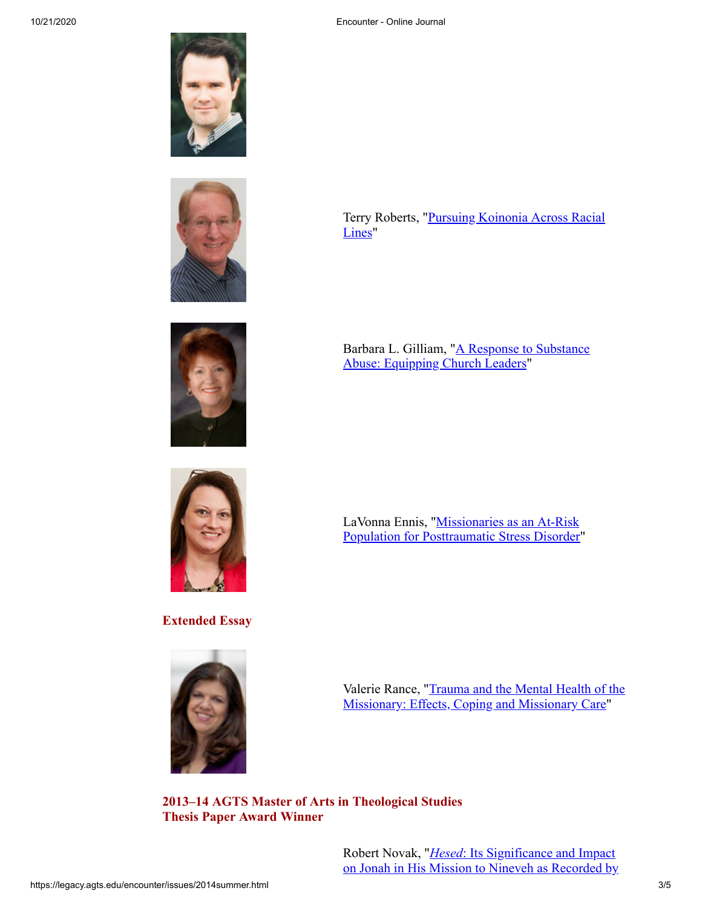Terry Roberts, "[Pursuing Koinonia Across Racial Lines](#)"

Barbara L. Gilliam, "[A Response to Substance Abuse: Equipping Church Leaders](#)"

LaVonna Ennis, "[Missionaries as an At-Risk Population for Posttraumatic Stress Disorder](#)"

### Extended Essay

Valerie Rance, "[Trauma and the Mental Health of the Missionary: Effects, Coping and Missionary Care](#)"

### 2013–14 AGTS Master of Arts in Theological Studies Thesis Paper Award Winner

Robert Novak, "[*Hesed*: Its Significance and Impact on Jonah in His Mission to Nineveh as Recorded by](#)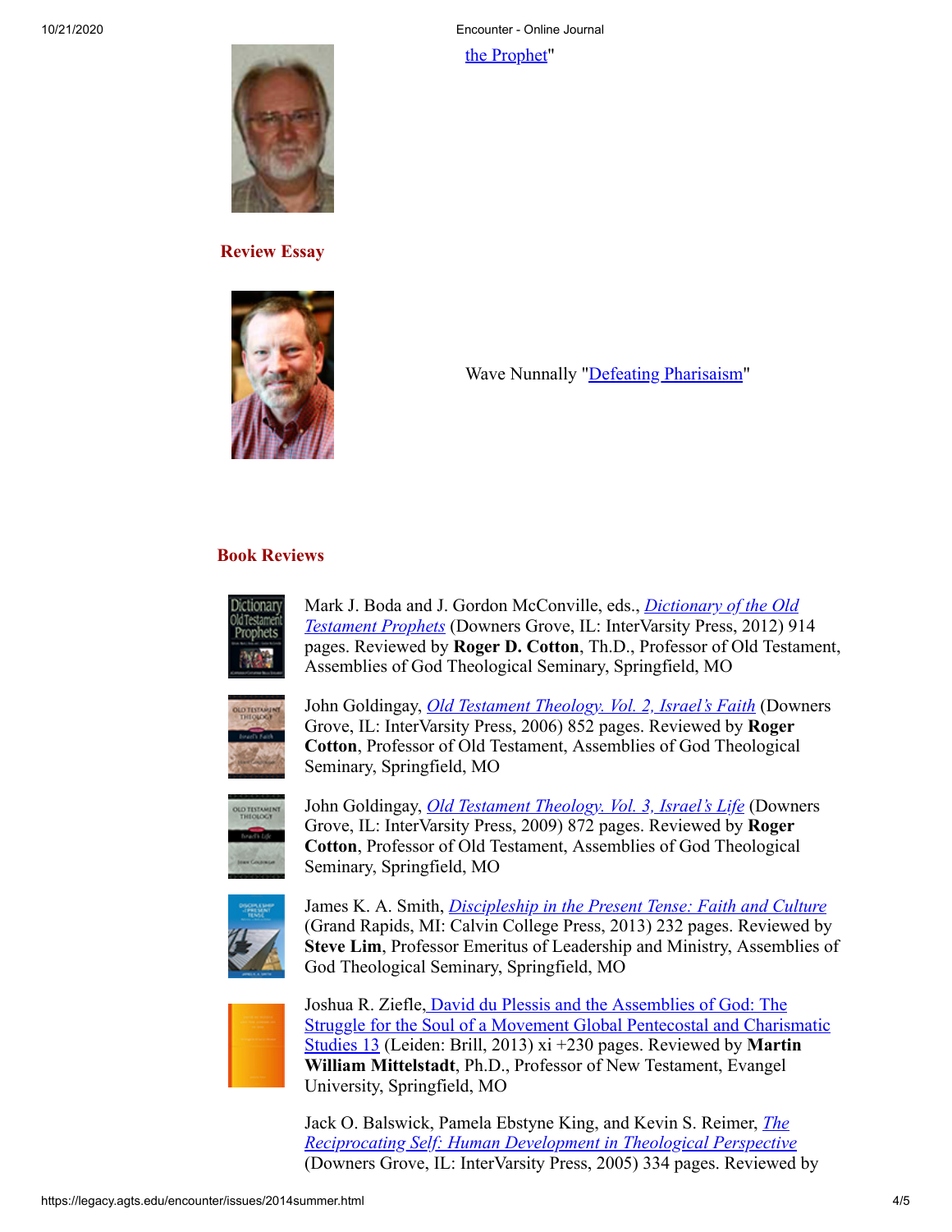the Prophet"

## Review Essay

Wave Nunnally "Defeating Pharisaism"

## Book Reviews

Mark J. Boda and J. Gordon McConville, eds., *Dictionary of the Old Testament Prophets* (Downers Grove, IL: InterVarsity Press, 2012) 914 pages. Reviewed by **Roger D. Cotton**, Th.D., Professor of Old Testament, Assemblies of God Theological Seminary, Springfield, MO

John Goldingay, *Old Testament Theology. Vol. 2, Israel's Faith* (Downers Grove, IL: InterVarsity Press, 2006) 852 pages. Reviewed by **Roger Cotton**, Professor of Old Testament, Assemblies of God Theological Seminary, Springfield, MO

John Goldingay, *Old Testament Theology. Vol. 3, Israel's Life* (Downers Grove, IL: InterVarsity Press, 2009) 872 pages. Reviewed by **Roger Cotton**, Professor of Old Testament, Assemblies of God Theological Seminary, Springfield, MO

James K. A. Smith, *Discipleship in the Present Tense: Faith and Culture* (Grand Rapids, MI: Calvin College Press, 2013) 232 pages. Reviewed by **Steve Lim**, Professor Emeritus of Leadership and Ministry, Assemblies of God Theological Seminary, Springfield, MO

Joshua R. Ziefle, David du Plessis and the Assemblies of God: The Struggle for the Soul of a Movement Global Pentecostal and Charismatic Studies 13 (Leiden: Brill, 2013) xi +230 pages. Reviewed by **Martin William Mittelstadt**, Ph.D., Professor of New Testament, Evangel University, Springfield, MO

Jack O. Balswick, Pamela Ebstyne King, and Kevin S. Reimer, *The Reciprocating Self: Human Development in Theological Perspective* (Downers Grove, IL: InterVarsity Press, 2005) 334 pages. Reviewed by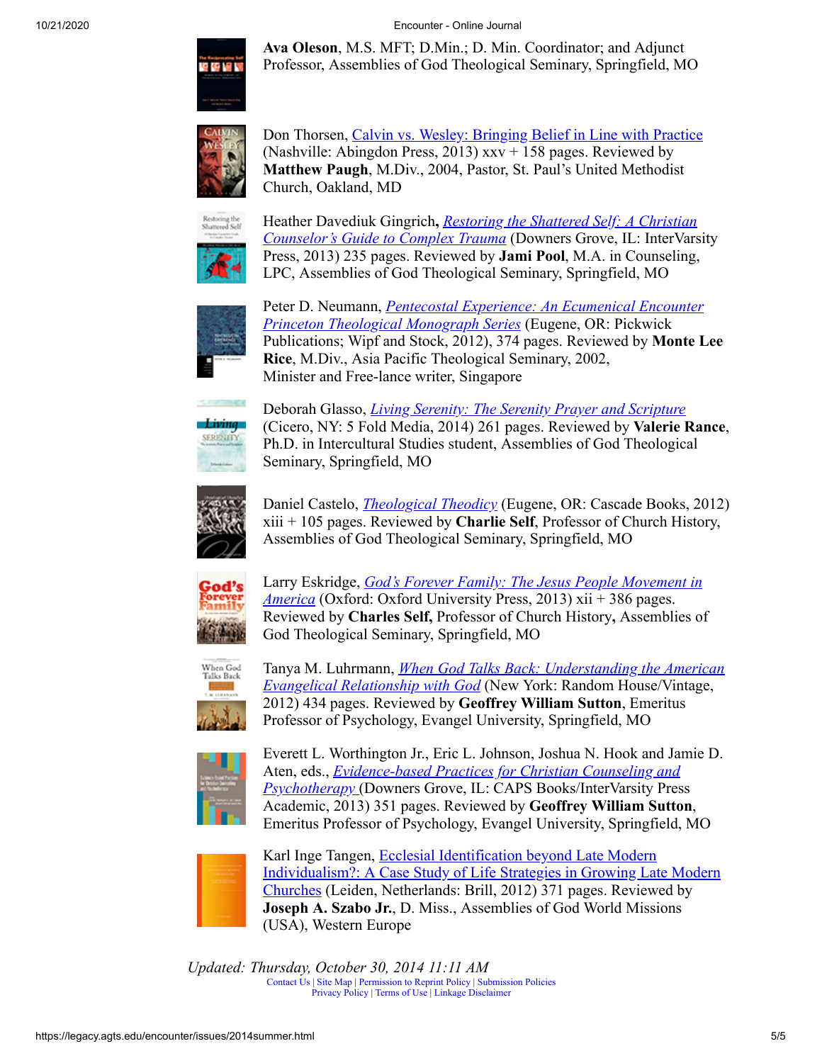**Ava Oleson**, M.S. MFT; D.Min.; D. Min. Coordinator; and Adjunct Professor, Assemblies of God Theological Seminary, Springfield, MO

Don Thorsen, Calvin vs. Wesley: Bringing Belief in Line with Practice (Nashville: Abingdon Press, 2013) xxv + 158 pages. Reviewed by **Matthew Paugh**, M.Div., 2004, Pastor, St. Paul's United Methodist Church, Oakland, MD

Heather Davediuk Gingrich**,** *Restoring the Shattered Self: A Christian Counselor's Guide to Complex Trauma* (Downers Grove, IL: InterVarsity Press, 2013) 235 pages. Reviewed by **Jami Pool**, M.A. in Counseling, LPC, Assemblies of God Theological Seminary, Springfield, MO

Peter D. Neumann, *Pentecostal Experience: An Ecumenical Encounter Princeton Theological Monograph Series* (Eugene, OR: Pickwick Publications; Wipf and Stock, 2012), 374 pages. Reviewed by **Monte Lee Rice**, M.Div., Asia Pacific Theological Seminary, 2002, Minister and Free-lance writer, Singapore

Deborah Glasso, *Living Serenity: The Serenity Prayer and Scripture* (Cicero, NY: 5 Fold Media, 2014) 261 pages. Reviewed by **Valerie Rance**, Ph.D. in Intercultural Studies student, Assemblies of God Theological Seminary, Springfield, MO

Daniel Castelo, *Theological Theodicy* (Eugene, OR: Cascade Books, 2012) xiii + 105 pages. Reviewed by **Charlie Self**, Professor of Church History, Assemblies of God Theological Seminary, Springfield, MO

Larry Eskridge, *God's Forever Family: The Jesus People Movement in America* (Oxford: Oxford University Press, 2013) xii + 386 pages. Reviewed by **Charles Self,** Professor of Church History**,** Assemblies of God Theological Seminary, Springfield, MO

Tanya M. Luhrmann, *When God Talks Back: Understanding the American Evangelical Relationship with God* (New York: Random House/Vintage, 2012) 434 pages. Reviewed by **Geoffrey William Sutton**, Emeritus Professor of Psychology, Evangel University, Springfield, MO

Everett L. Worthington Jr., Eric L. Johnson, Joshua N. Hook and Jamie D. Aten, eds., *Evidence-based Practices for Christian Counseling and Psychotherapy* (Downers Grove, IL: CAPS Books/InterVarsity Press Academic, 2013) 351 pages. Reviewed by **Geoffrey William Sutton**, Emeritus Professor of Psychology, Evangel University, Springfield, MO

Karl Inge Tangen, Ecclesial Identification beyond Late Modern Individualism?: A Case Study of Life Strategies in Growing Late Modern Churches (Leiden, Netherlands: Brill, 2012) 371 pages. Reviewed by **Joseph A. Szabo Jr.**, D. Miss., Assemblies of God World Missions (USA), Western Europe

*Updated: Thursday, October 30, 2014 11:11 AM*

Contact Us | Site Map | Permission to Reprint Policy | Submission Policies
Privacy Policy | Terms of Use | Linkage Disclaimer